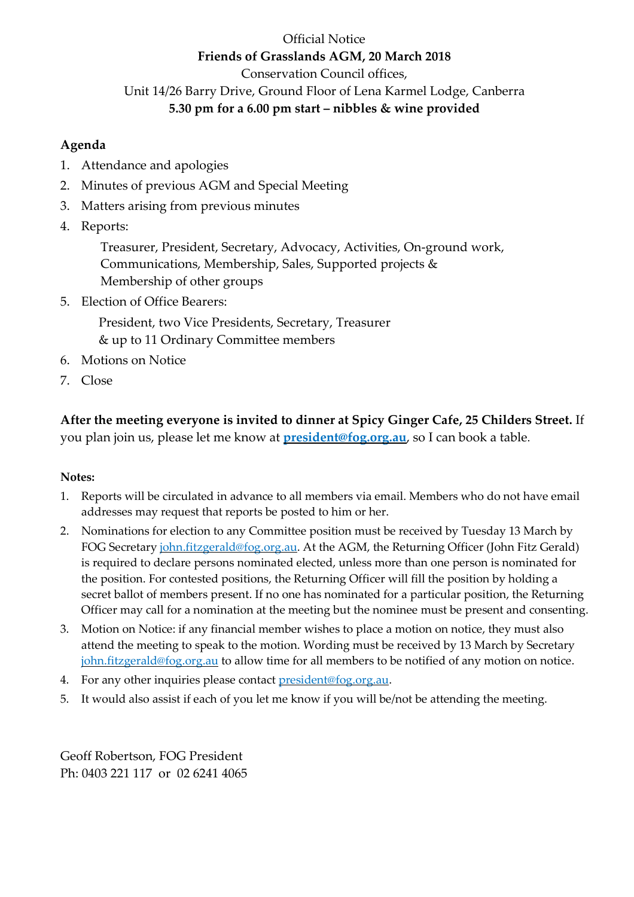Official Notice

**Friends of Grasslands AGM, 20 March 2018**

Conservation Council offices,

Unit 14/26 Barry Drive, Ground Floor of Lena Karmel Lodge, Canberra

**5.30 pm for a 6.00 pm start – nibbles & wine provided**

**Agenda**

1. Attendance and apologies
2. Minutes of previous AGM and Special Meeting
3. Matters arising from previous minutes
4. Reports:

   Treasurer, President, Secretary, Advocacy, Activities, On-ground work, Communications, Membership, Sales, Supported projects & Membership of other groups
5. Election of Office Bearers:

   President, two Vice Presidents, Secretary, Treasurer & up to 11 Ordinary Committee members
6. Motions on Notice
7. Close

**After the meeting everyone is invited to dinner at Spicy Ginger Cafe, 25 Childers Street.** If you plan join us, please let me know at **president@fog.org.au**, so I can book a table.

**Notes:**

1. Reports will be circulated in advance to all members via email. Members who do not have email addresses may request that reports be posted to him or her.
2. Nominations for election to any Committee position must be received by Tuesday 13 March by FOG Secretary john.fitzgerald@fog.org.au. At the AGM, the Returning Officer (John Fitz Gerald) is required to declare persons nominated elected, unless more than one person is nominated for the position. For contested positions, the Returning Officer will fill the position by holding a secret ballot of members present. If no one has nominated for a particular position, the Returning Officer may call for a nomination at the meeting but the nominee must be present and consenting.
3. Motion on Notice: if any financial member wishes to place a motion on notice, they must also attend the meeting to speak to the motion. Wording must be received by 13 March by Secretary john.fitzgerald@fog.org.au to allow time for all members to be notified of any motion on notice.
4. For any other inquiries please contact president@fog.org.au.
5. It would also assist if each of you let me know if you will be/not be attending the meeting.

Geoff Robertson, FOG President

Ph: 0403 221 117 or 02 6241 4065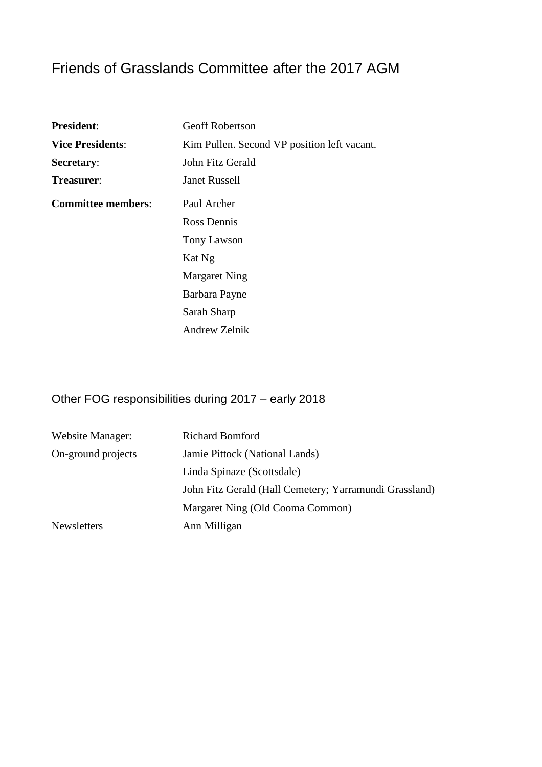# Friends of Grasslands Committee after the 2017 AGM

| | |
|---|---|
| **President**: | Geoff Robertson |
| **Vice Presidents**: | Kim Pullen. Second VP position left vacant. |
| **Secretary**: | John Fitz Gerald |
| **Treasurer**: | Janet Russell |
| **Committee members**: | Paul Archer |
| | Ross Dennis |
| | Tony Lawson |
| | Kat Ng |
| | Margaret Ning |
| | Barbara Payne |
| | Sarah Sharp |
| | Andrew Zelnik |

## Other FOG responsibilities during 2017 – early 2018

| | |
|---|---|
| Website Manager: | Richard Bomford |
| On-ground projects | Jamie Pittock (National Lands) |
| | Linda Spinaze (Scottsdale) |
| | John Fitz Gerald (Hall Cemetery; Yarramundi Grassland) |
| | Margaret Ning (Old Cooma Common) |
| Newsletters | Ann Milligan |